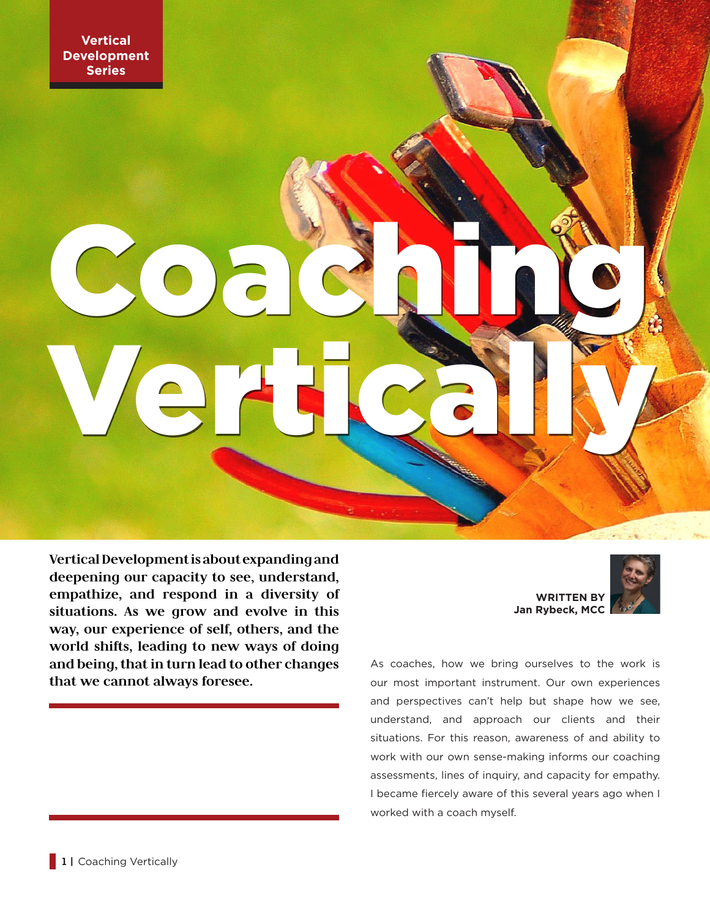Vertical Development Series

# Coaching Vertically

**Vertical Development is about expanding and deepening our capacity to see, understand, empathize, and respond in a diversity of situations. As we grow and evolve in this way, our experience of self, others, and the world shifts, leading to new ways of doing and being, that in turn lead to other changes that we cannot always foresee.**

**WRITTEN BY**
**Jan Rybeck, MCC**

As coaches, how we bring ourselves to the work is our most important instrument. Our own experiences and perspectives can't help but shape how we see, understand, and approach our clients and their situations. For this reason, awareness of and ability to work with our own sense-making informs our coaching assessments, lines of inquiry, and capacity for empathy. I became fiercely aware of this several years ago when I worked with a coach myself.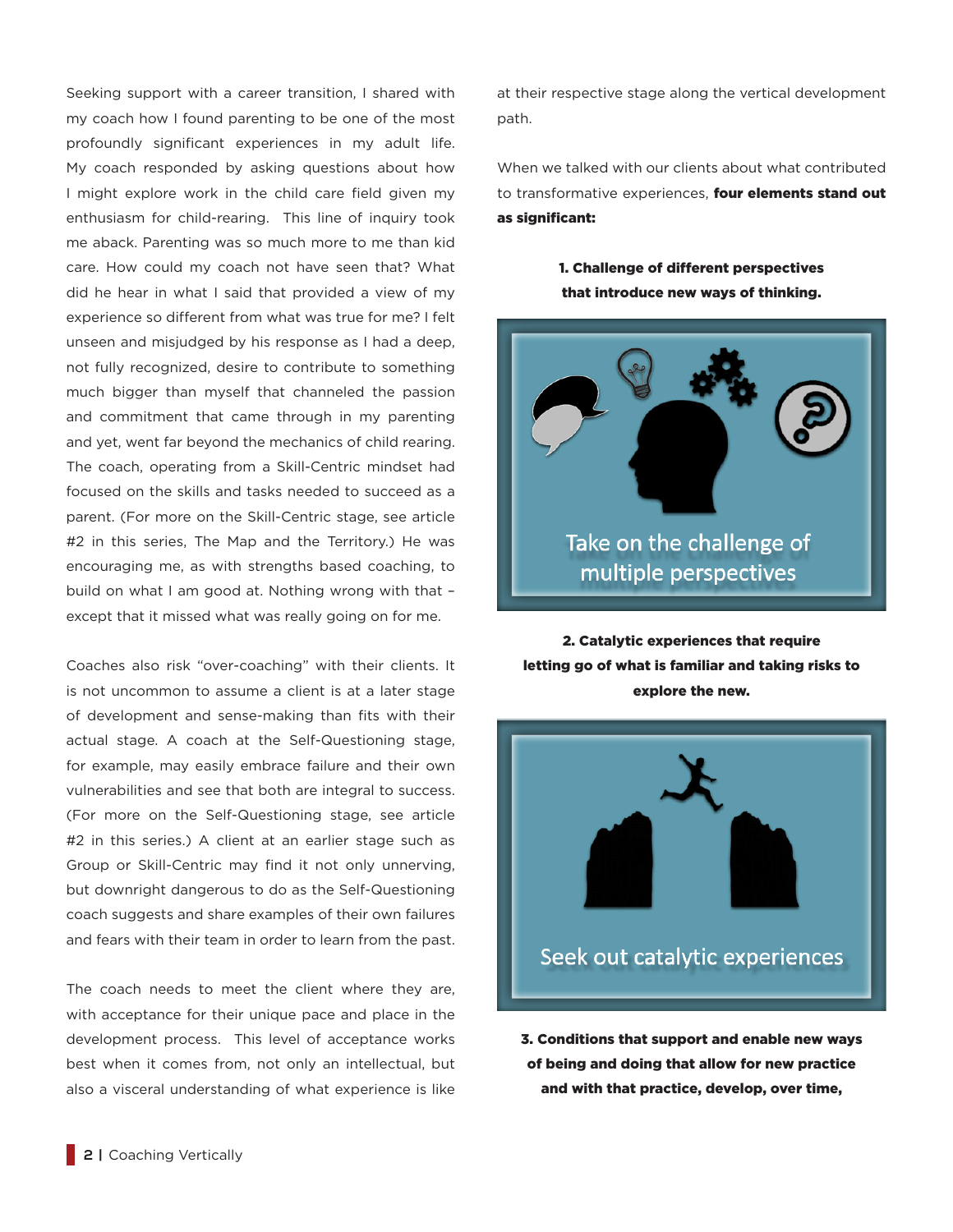Seeking support with a career transition, I shared with my coach how I found parenting to be one of the most profoundly significant experiences in my adult life. My coach responded by asking questions about how I might explore work in the child care field given my enthusiasm for child-rearing. This line of inquiry took me aback. Parenting was so much more to me than kid care. How could my coach not have seen that? What did he hear in what I said that provided a view of my experience so different from what was true for me? I felt unseen and misjudged by his response as I had a deep, not fully recognized, desire to contribute to something much bigger than myself that channeled the passion and commitment that came through in my parenting and yet, went far beyond the mechanics of child rearing. The coach, operating from a Skill-Centric mindset had focused on the skills and tasks needed to succeed as a parent. (For more on the Skill-Centric stage, see article #2 in this series, The Map and the Territory.) He was encouraging me, as with strengths based coaching, to build on what I am good at. Nothing wrong with that – except that it missed what was really going on for me.

Coaches also risk "over-coaching" with their clients. It is not uncommon to assume a client is at a later stage of development and sense-making than fits with their actual stage. A coach at the Self-Questioning stage, for example, may easily embrace failure and their own vulnerabilities and see that both are integral to success. (For more on the Self-Questioning stage, see article #2 in this series.) A client at an earlier stage such as Group or Skill-Centric may find it not only unnerving, but downright dangerous to do as the Self-Questioning coach suggests and share examples of their own failures and fears with their team in order to learn from the past.

The coach needs to meet the client where they are, with acceptance for their unique pace and place in the development process. This level of acceptance works best when it comes from, not only an intellectual, but also a visceral understanding of what experience is like at their respective stage along the vertical development path.

When we talked with our clients about what contributed to transformative experiences, **four elements stand out as significant:**

**1. Challenge of different perspectives that introduce new ways of thinking.**

Take on the challenge of multiple perspectives

**2. Catalytic experiences that require letting go of what is familiar and taking risks to explore the new.**

Seek out catalytic experiences

**3. Conditions that support and enable new ways of being and doing that allow for new practice and with that practice, develop, over time,**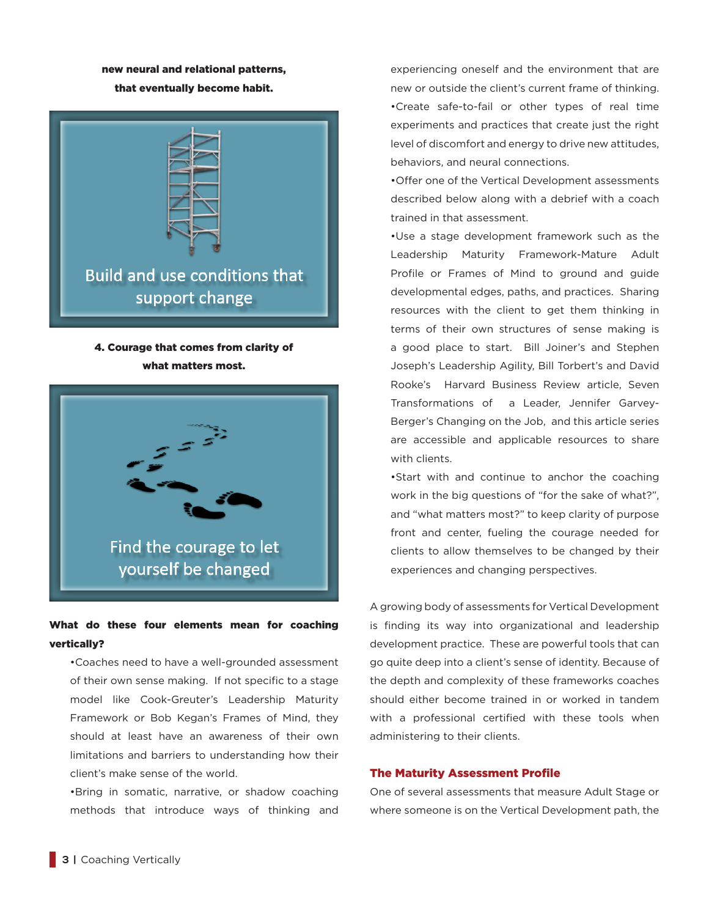**new neural and relational patterns, that eventually become habit.**

Build and use conditions that support change

**4. Courage that comes from clarity of what matters most.**

Find the courage to let yourself be changed

**What do these four elements mean for coaching vertically?**

- Coaches need to have a well-grounded assessment of their own sense making. If not specific to a stage model like Cook-Greuter's Leadership Maturity Framework or Bob Kegan's Frames of Mind, they should at least have an awareness of their own limitations and barriers to understanding how their client's make sense of the world.
- Bring in somatic, narrative, or shadow coaching methods that introduce ways of thinking and experiencing oneself and the environment that are new or outside the client's current frame of thinking.
- Create safe-to-fail or other types of real time experiments and practices that create just the right level of discomfort and energy to drive new attitudes, behaviors, and neural connections.
- Offer one of the Vertical Development assessments described below along with a debrief with a coach trained in that assessment.
- Use a stage development framework such as the Leadership Maturity Framework-Mature Adult Profile or Frames of Mind to ground and guide developmental edges, paths, and practices. Sharing resources with the client to get them thinking in terms of their own structures of sense making is a good place to start. Bill Joiner's and Stephen Joseph's Leadership Agility, Bill Torbert's and David Rooke's Harvard Business Review article, Seven Transformations of a Leader, Jennifer Garvey-Berger's Changing on the Job, and this article series are accessible and applicable resources to share with clients.
- Start with and continue to anchor the coaching work in the big questions of "for the sake of what?", and "what matters most?" to keep clarity of purpose front and center, fueling the courage needed for clients to allow themselves to be changed by their experiences and changing perspectives.

A growing body of assessments for Vertical Development is finding its way into organizational and leadership development practice. These are powerful tools that can go quite deep into a client's sense of identity. Because of the depth and complexity of these frameworks coaches should either become trained in or worked in tandem with a professional certified with these tools when administering to their clients.

### The Maturity Assessment Profile

One of several assessments that measure Adult Stage or where someone is on the Vertical Development path, the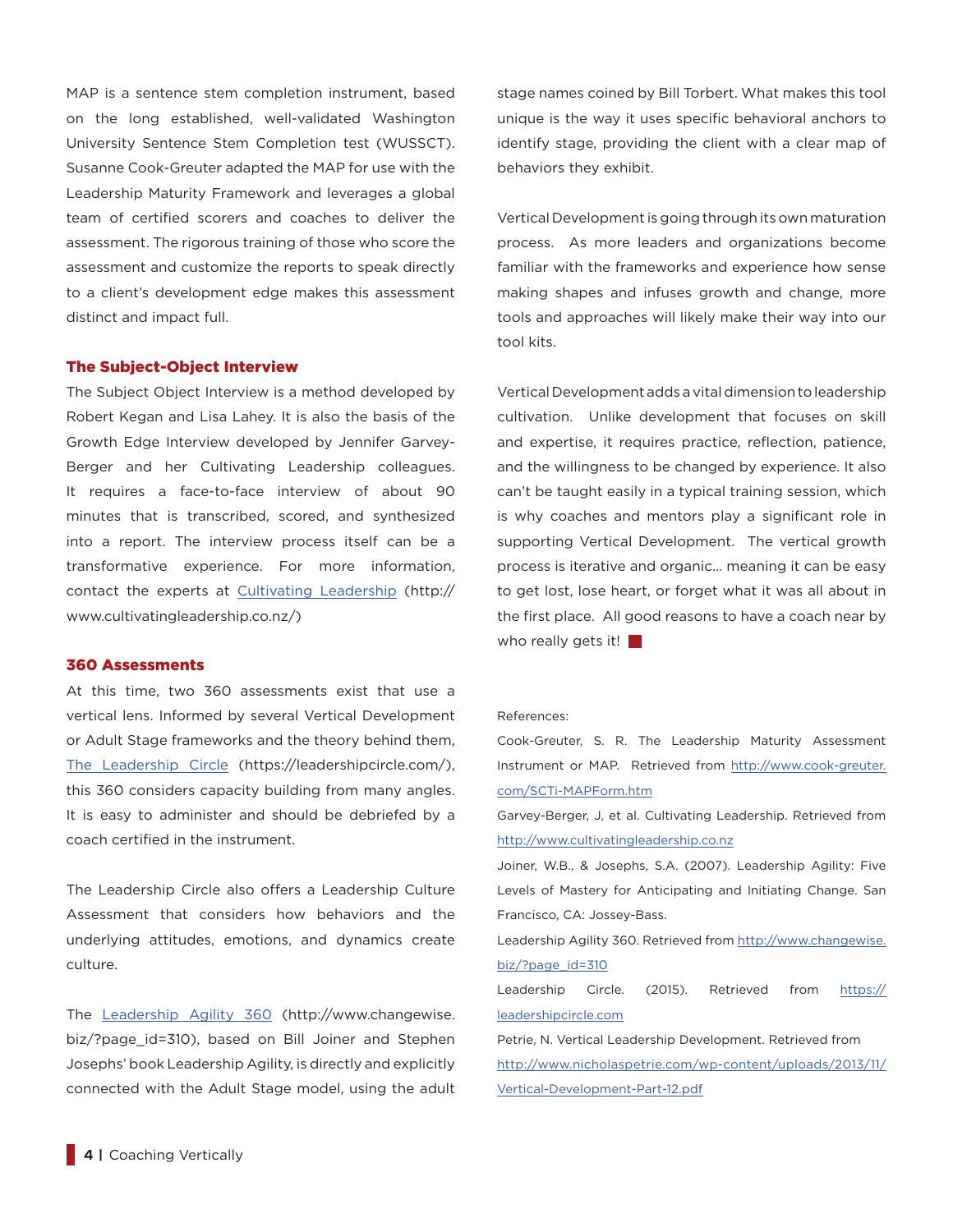MAP is a sentence stem completion instrument, based on the long established, well-validated Washington University Sentence Stem Completion test (WUSSCT). Susanne Cook-Greuter adapted the MAP for use with the Leadership Maturity Framework and leverages a global team of certified scorers and coaches to deliver the assessment. The rigorous training of those who score the assessment and customize the reports to speak directly to a client's development edge makes this assessment distinct and impact full.

### The Subject-Object Interview

The Subject Object Interview is a method developed by Robert Kegan and Lisa Lahey. It is also the basis of the Growth Edge Interview developed by Jennifer Garvey-Berger and her Cultivating Leadership colleagues. It requires a face-to-face interview of about 90 minutes that is transcribed, scored, and synthesized into a report. The interview process itself can be a transformative experience. For more information, contact the experts at Cultivating Leadership (http://www.cultivatingleadership.co.nz/)

### 360 Assessments

At this time, two 360 assessments exist that use a vertical lens. Informed by several Vertical Development or Adult Stage frameworks and the theory behind them, The Leadership Circle (https://leadershipcircle.com/), this 360 considers capacity building from many angles. It is easy to administer and should be debriefed by a coach certified in the instrument.

The Leadership Circle also offers a Leadership Culture Assessment that considers how behaviors and the underlying attitudes, emotions, and dynamics create culture.

The Leadership Agility 360 (http://www.changewise.biz/?page_id=310), based on Bill Joiner and Stephen Josephs' book Leadership Agility, is directly and explicitly connected with the Adult Stage model, using the adult stage names coined by Bill Torbert. What makes this tool unique is the way it uses specific behavioral anchors to identify stage, providing the client with a clear map of behaviors they exhibit.

Vertical Development is going through its own maturation process. As more leaders and organizations become familiar with the frameworks and experience how sense making shapes and infuses growth and change, more tools and approaches will likely make their way into our tool kits.

Vertical Development adds a vital dimension to leadership cultivation. Unlike development that focuses on skill and expertise, it requires practice, reflection, patience, and the willingness to be changed by experience. It also can't be taught easily in a typical training session, which is why coaches and mentors play a significant role in supporting Vertical Development. The vertical growth process is iterative and organic... meaning it can be easy to get lost, lose heart, or forget what it was all about in the first place. All good reasons to have a coach near by who really gets it!

References:

Cook-Greuter, S. R. The Leadership Maturity Assessment Instrument or MAP. Retrieved from http://www.cook-greuter.com/SCTi-MAPForm.htm

Garvey-Berger, J, et al. Cultivating Leadership. Retrieved from http://www.cultivatingleadership.co.nz

Joiner, W.B., & Josephs, S.A. (2007). Leadership Agility: Five Levels of Mastery for Anticipating and Initiating Change. San Francisco, CA: Jossey-Bass.

Leadership Agility 360. Retrieved from http://www.changewise.biz/?page_id=310

Leadership Circle. (2015). Retrieved from https://leadershipcircle.com

Petrie, N. Vertical Leadership Development. Retrieved from http://www.nicholaspetrie.com/wp-content/uploads/2013/11/Vertical-Development-Part-12.pdf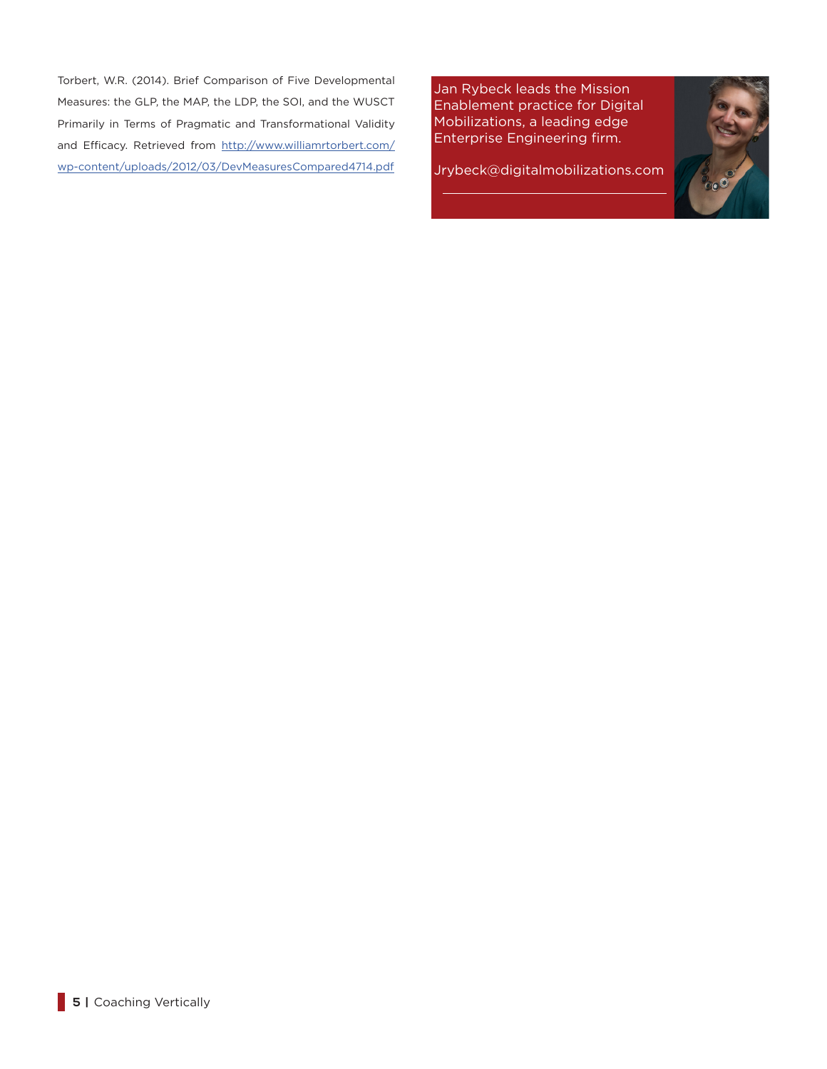Torbert, W.R. (2014). Brief Comparison of Five Developmental Measures: the GLP, the MAP, the LDP, the SOI, and the WUSCT Primarily in Terms of Pragmatic and Transformational Validity and Efficacy. Retrieved from http://www.williamrtorbert.com/wp-content/uploads/2012/03/DevMeasuresCompared4714.pdf

Jan Rybeck leads the Mission Enablement practice for Digital Mobilizations, a leading edge Enterprise Engineering firm.

Jrybeck@digitalmobilizations.com